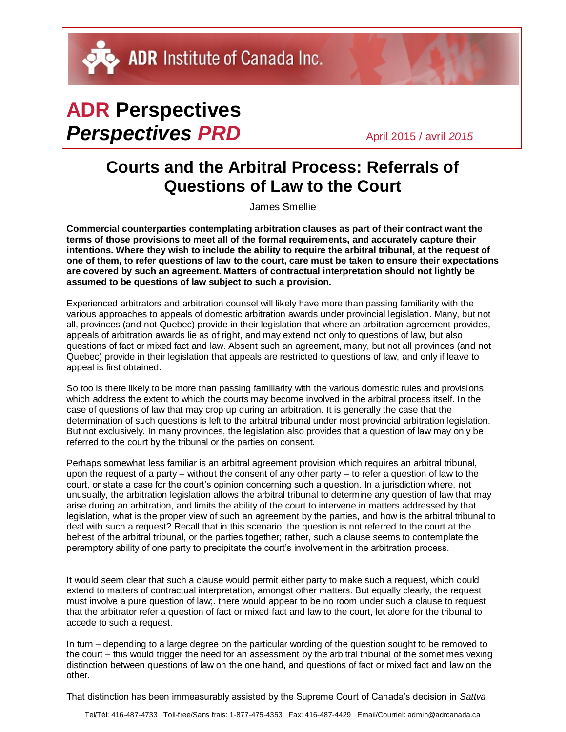ADR Institute of Canada Inc.

# ADR Perspectives
# *Perspectives PRD*

April 2015 / avril *2015*

## Courts and the Arbitral Process: Referrals of Questions of Law to the Court

James Smellie

**Commercial counterparties contemplating arbitration clauses as part of their contract want the terms of those provisions to meet all of the formal requirements, and accurately capture their intentions. Where they wish to include the ability to require the arbitral tribunal, at the request of one of them, to refer questions of law to the court, care must be taken to ensure their expectations are covered by such an agreement. Matters of contractual interpretation should not lightly be assumed to be questions of law subject to such a provision.**

Experienced arbitrators and arbitration counsel will likely have more than passing familiarity with the various approaches to appeals of domestic arbitration awards under provincial legislation. Many, but not all, provinces (and not Quebec) provide in their legislation that where an arbitration agreement provides, appeals of arbitration awards lie as of right, and may extend not only to questions of law, but also questions of fact or mixed fact and law. Absent such an agreement, many, but not all provinces (and not Quebec) provide in their legislation that appeals are restricted to questions of law, and only if leave to appeal is first obtained.

So too is there likely to be more than passing familiarity with the various domestic rules and provisions which address the extent to which the courts may become involved in the arbitral process itself. In the case of questions of law that may crop up during an arbitration. It is generally the case that the determination of such questions is left to the arbitral tribunal under most provincial arbitration legislation. But not exclusively. In many provinces, the legislation also provides that a question of law may only be referred to the court by the tribunal or the parties on consent.

Perhaps somewhat less familiar is an arbitral agreement provision which requires an arbitral tribunal, upon the request of a party – without the consent of any other party – to refer a question of law to the court, or state a case for the court's opinion concerning such a question. In a jurisdiction where, not unusually, the arbitration legislation allows the arbitral tribunal to determine any question of law that may arise during an arbitration, and limits the ability of the court to intervene in matters addressed by that legislation, what is the proper view of such an agreement by the parties, and how is the arbitral tribunal to deal with such a request? Recall that in this scenario, the question is not referred to the court at the behest of the arbitral tribunal, or the parties together; rather, such a clause seems to contemplate the peremptory ability of one party to precipitate the court's involvement in the arbitration process.

It would seem clear that such a clause would permit either party to make such a request, which could extend to matters of contractual interpretation, amongst other matters. But equally clearly, the request must involve a pure question of law;. there would appear to be no room under such a clause to request that the arbitrator refer a question of fact or mixed fact and law to the court, let alone for the tribunal to accede to such a request.

In turn – depending to a large degree on the particular wording of the question sought to be removed to the court – this would trigger the need for an assessment by the arbitral tribunal of the sometimes vexing distinction between questions of law on the one hand, and questions of fact or mixed fact and law on the other.

That distinction has been immeasurably assisted by the Supreme Court of Canada's decision in *Sattva*

Tel/Tél: 416-487-4733 Toll-free/Sans frais: 1-877-475-4353 Fax: 416-487-4429 Email/Courriel: admin@adrcanada.ca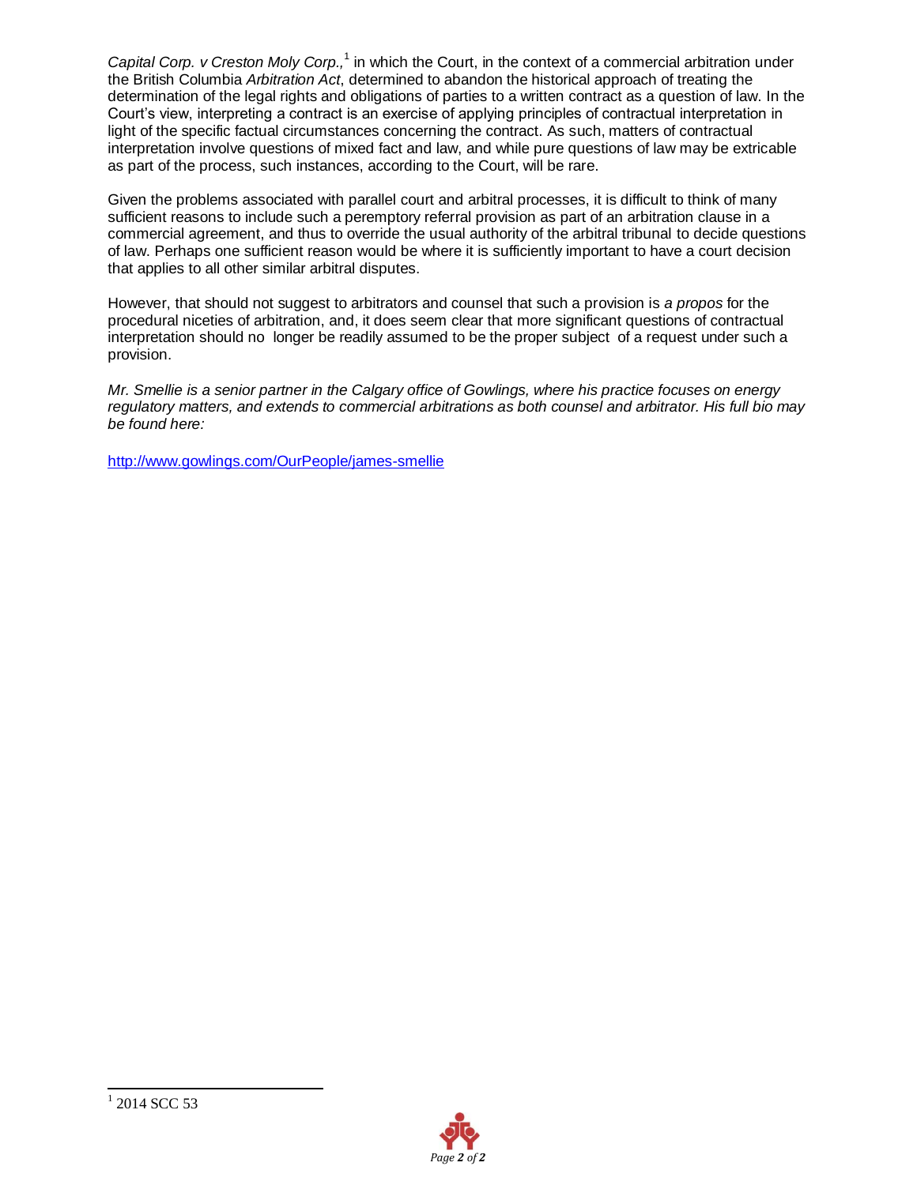*Capital Corp. v Creston Moly Corp.,*[1] in which the Court, in the context of a commercial arbitration under the British Columbia *Arbitration Act*, determined to abandon the historical approach of treating the determination of the legal rights and obligations of parties to a written contract as a question of law. In the Court's view, interpreting a contract is an exercise of applying principles of contractual interpretation in light of the specific factual circumstances concerning the contract. As such, matters of contractual interpretation involve questions of mixed fact and law, and while pure questions of law may be extricable as part of the process, such instances, according to the Court, will be rare.

Given the problems associated with parallel court and arbitral processes, it is difficult to think of many sufficient reasons to include such a peremptory referral provision as part of an arbitration clause in a commercial agreement, and thus to override the usual authority of the arbitral tribunal to decide questions of law. Perhaps one sufficient reason would be where it is sufficiently important to have a court decision that applies to all other similar arbitral disputes.

However, that should not suggest to arbitrators and counsel that such a provision is *a propos* for the procedural niceties of arbitration, and, it does seem clear that more significant questions of contractual interpretation should no longer be readily assumed to be the proper subject of a request under such a provision.

*Mr. Smellie is a senior partner in the Calgary office of Gowlings, where his practice focuses on energy regulatory matters, and extends to commercial arbitrations as both counsel and arbitrator. His full bio may be found here:*

http://www.gowlings.com/OurPeople/james-smellie

[1] 2014 SCC 53